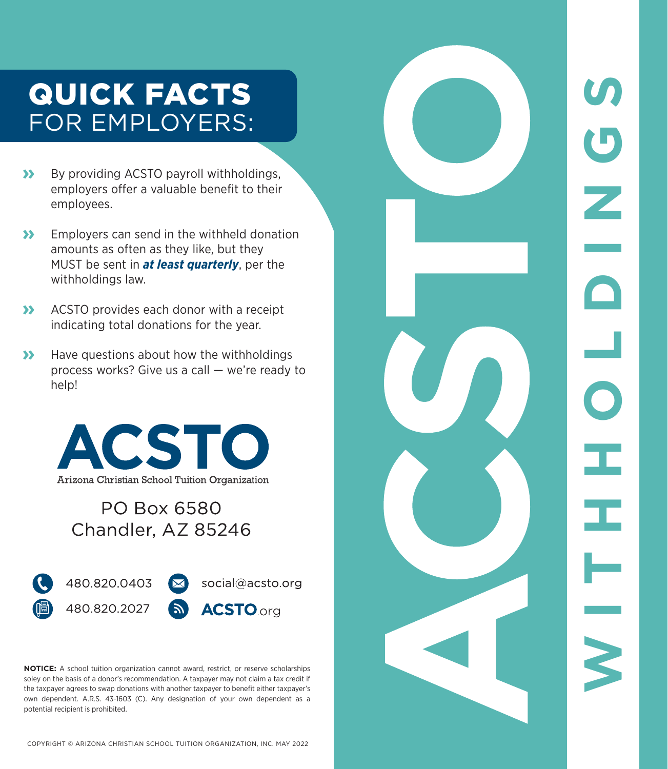# QUICK FACTS
## FOR EMPLOYERS:

- By providing ACSTO payroll withholdings, employers offer a valuable benefit to their employees.
- Employers can send in the withheld donation amounts as often as they like, but they MUST be sent in ***at least quarterly***, per the withholdings law.
- ACSTO provides each donor with a receipt indicating total donations for the year.
- Have questions about how the withholdings process works? Give us a call — we're ready to help!

**ACSTO**
Arizona Christian School Tuition Organization

PO Box 6580
Chandler, AZ 85246

480.820.0403
480.820.2027
social@acsto.org
ACSTO.org

**NOTICE:** A school tuition organization cannot award, restrict, or reserve scholarships soley on the basis of a donor's recommendation. A taxpayer may not claim a tax credit if the taxpayer agrees to swap donations with another taxpayer to benefit either taxpayer's own dependent. A.R.S. 43-1603 (C). Any designation of your own dependent as a potential recipient is prohibited.

COPYRIGHT © ARIZONA CHRISTIAN SCHOOL TUITION ORGANIZATION, INC. MAY 2022

# ACSTO WITHHOLDINGS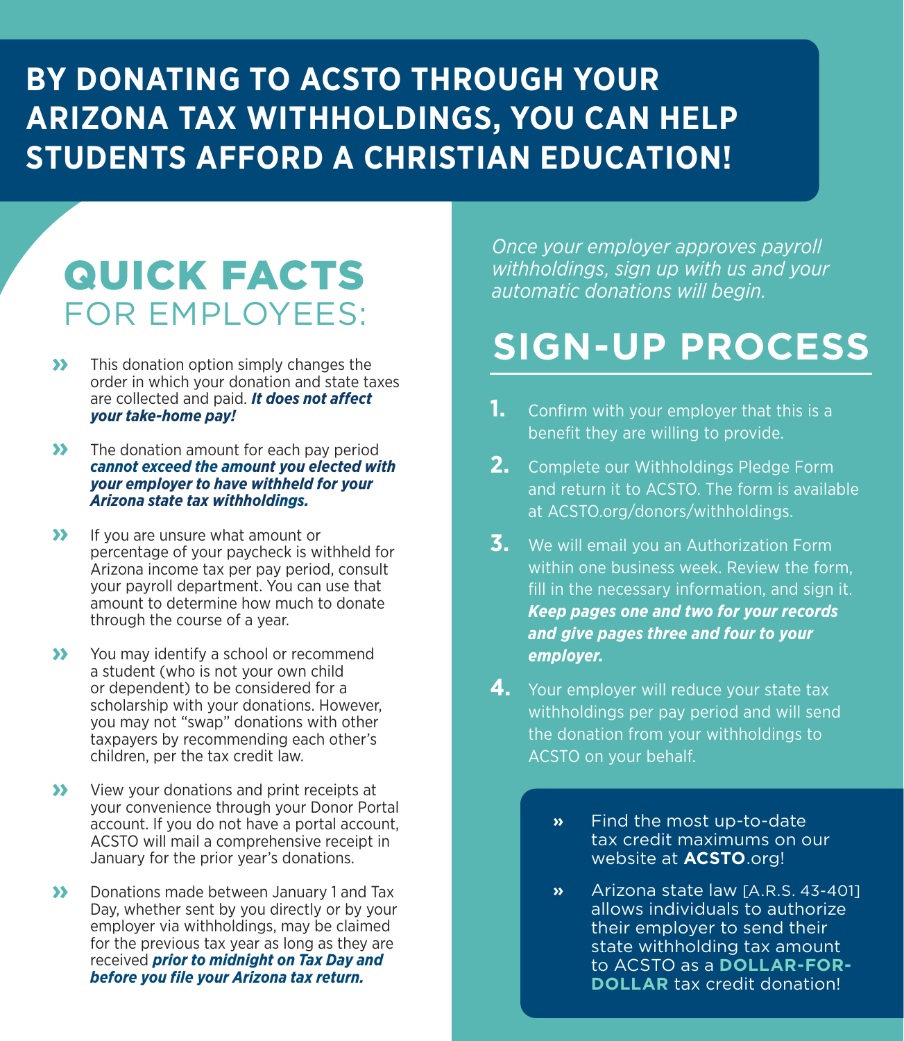# BY DONATING TO ACSTO THROUGH YOUR ARIZONA TAX WITHHOLDINGS, YOU CAN HELP STUDENTS AFFORD A CHRISTIAN EDUCATION!

## QUICK FACTS FOR EMPLOYEES:

- This donation option simply changes the order in which your donation and state taxes are collected and paid. ***It does not affect your take-home pay!***
- The donation amount for each pay period ***cannot exceed the amount you elected with your employer to have withheld for your Arizona state tax withholdings.***
- If you are unsure what amount or percentage of your paycheck is withheld for Arizona income tax per pay period, consult your payroll department. You can use that amount to determine how much to donate through the course of a year.
- You may identify a school or recommend a student (who is not your own child or dependent) to be considered for a scholarship with your donations. However, you may not "swap" donations with other taxpayers by recommending each other's children, per the tax credit law.
- View your donations and print receipts at your convenience through your Donor Portal account. If you do not have a portal account, ACSTO will mail a comprehensive receipt in January for the prior year's donations.
- Donations made between January 1 and Tax Day, whether sent by you directly or by your employer via withholdings, may be claimed for the previous tax year as long as they are received ***prior to midnight on Tax Day and before you file your Arizona tax return.***

*Once your employer approves payroll withholdings, sign up with us and your automatic donations will begin.*

## SIGN-UP PROCESS

1. Confirm with your employer that this is a benefit they are willing to provide.
2. Complete our Withholdings Pledge Form and return it to ACSTO. The form is available at ACSTO.org/donors/withholdings.
3. We will email you an Authorization Form within one business week. Review the form, fill in the necessary information, and sign it. ***Keep pages one and two for your records and give pages three and four to your employer.***
4. Your employer will reduce your state tax withholdings per pay period and will send the donation from your withholdings to ACSTO on your behalf.

- Find the most up-to-date tax credit maximums on our website at **ACSTO**.org!
- Arizona state law [A.R.S. 43-401] allows individuals to authorize their employer to send their state withholding tax amount to ACSTO as a **DOLLAR-FOR-DOLLAR** tax credit donation!